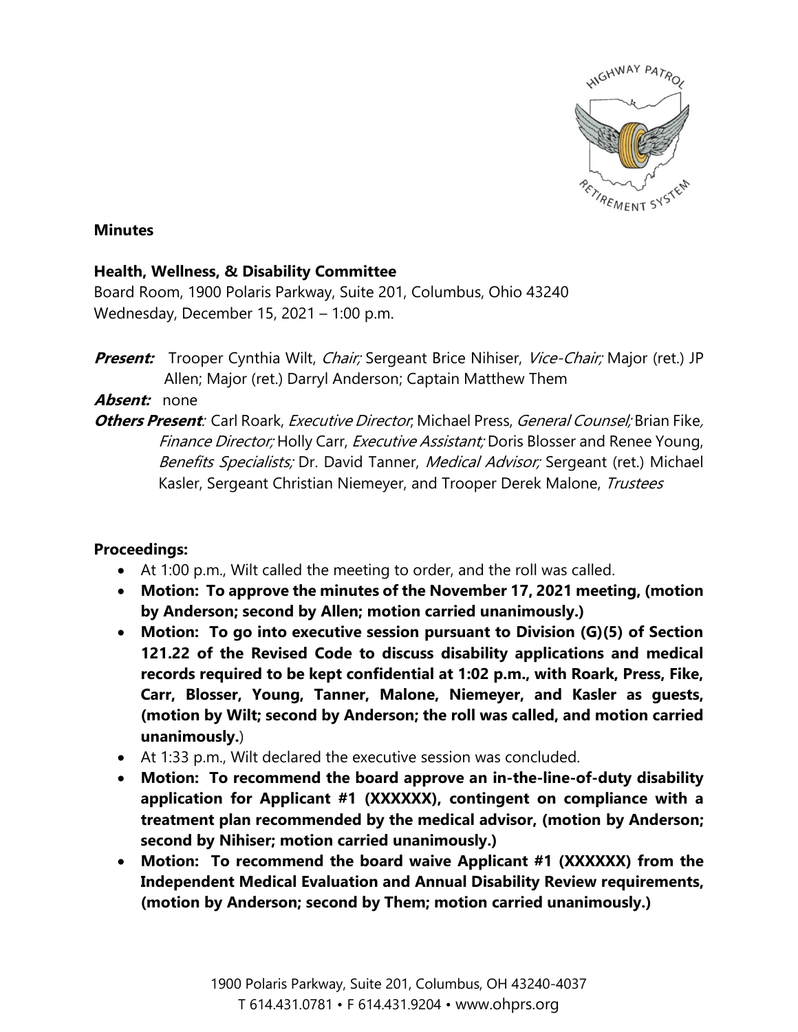**Minutes**

**Health, Wellness, & Disability Committee**
Board Room, 1900 Polaris Parkway, Suite 201, Columbus, Ohio 43240
Wednesday, December 15, 2021 – 1:00 p.m.

***Present:*** Trooper Cynthia Wilt, *Chair;* Sergeant Brice Nihiser, *Vice-Chair;* Major (ret.) JP Allen; Major (ret.) Darryl Anderson; Captain Matthew Them

***Absent:*** none

***Others Present**:* Carl Roark, *Executive Director*; Michael Press, *General Counsel;* Brian Fike*, Finance Director;* Holly Carr, *Executive Assistant;* Doris Blosser and Renee Young, *Benefits Specialists;* Dr. David Tanner, *Medical Advisor;* Sergeant (ret.) Michael Kasler, Sergeant Christian Niemeyer, and Trooper Derek Malone, *Trustees*

**Proceedings:**

- At 1:00 p.m., Wilt called the meeting to order, and the roll was called.
- **Motion: To approve the minutes of the November 17, 2021 meeting, (motion by Anderson; second by Allen; motion carried unanimously.)**
- **Motion: To go into executive session pursuant to Division (G)(5) of Section 121.22 of the Revised Code to discuss disability applications and medical records required to be kept confidential at 1:02 p.m., with Roark, Press, Fike, Carr, Blosser, Young, Tanner, Malone, Niemeyer, and Kasler as guests, (motion by Wilt; second by Anderson; the roll was called, and motion carried unanimously.)**
- At 1:33 p.m., Wilt declared the executive session was concluded.
- **Motion: To recommend the board approve an in-the-line-of-duty disability application for Applicant #1 (XXXXXX), contingent on compliance with a treatment plan recommended by the medical advisor, (motion by Anderson; second by Nihiser; motion carried unanimously.)**
- **Motion: To recommend the board waive Applicant #1 (XXXXXX) from the Independent Medical Evaluation and Annual Disability Review requirements, (motion by Anderson; second by Them; motion carried unanimously.)**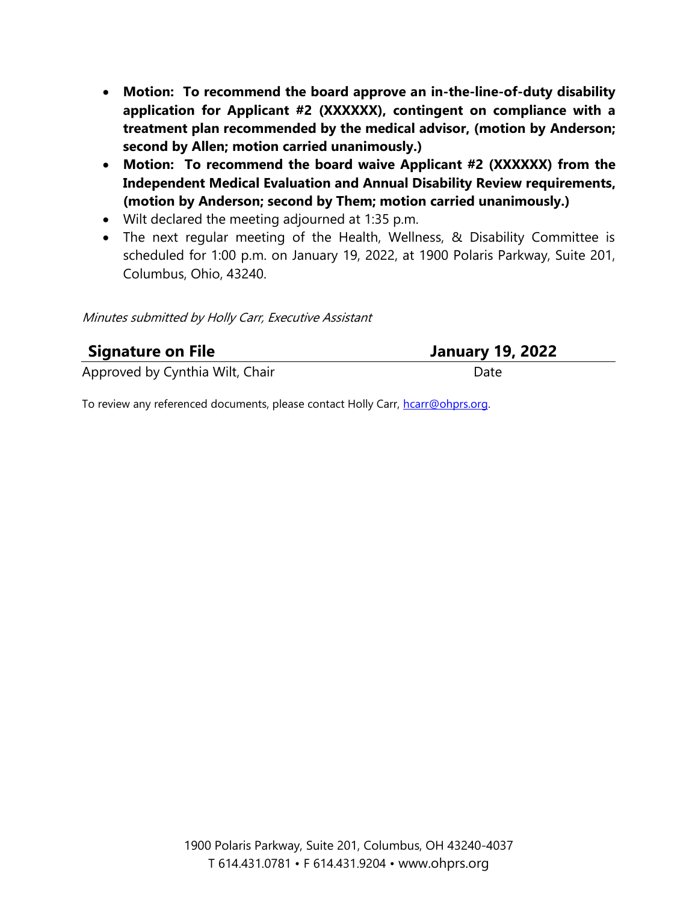- **Motion: To recommend the board approve an in-the-line-of-duty disability application for Applicant #2 (XXXXXX), contingent on compliance with a treatment plan recommended by the medical advisor, (motion by Anderson; second by Allen; motion carried unanimously.)**
- **Motion: To recommend the board waive Applicant #2 (XXXXXX) from the Independent Medical Evaluation and Annual Disability Review requirements, (motion by Anderson; second by Them; motion carried unanimously.)**
- Wilt declared the meeting adjourned at 1:35 p.m.
- The next regular meeting of the Health, Wellness, & Disability Committee is scheduled for 1:00 p.m. on January 19, 2022, at 1900 Polaris Parkway, Suite 201, Columbus, Ohio, 43240.

*Minutes submitted by Holly Carr, Executive Assistant*

| **Signature on File** | **January 19, 2022** |
|---|---|
| Approved by Cynthia Wilt, Chair | Date |

To review any referenced documents, please contact Holly Carr, hcarr@ohprs.org.

1900 Polaris Parkway, Suite 201, Columbus, OH 43240-4037
T 614.431.0781 • F 614.431.9204 • www.ohprs.org